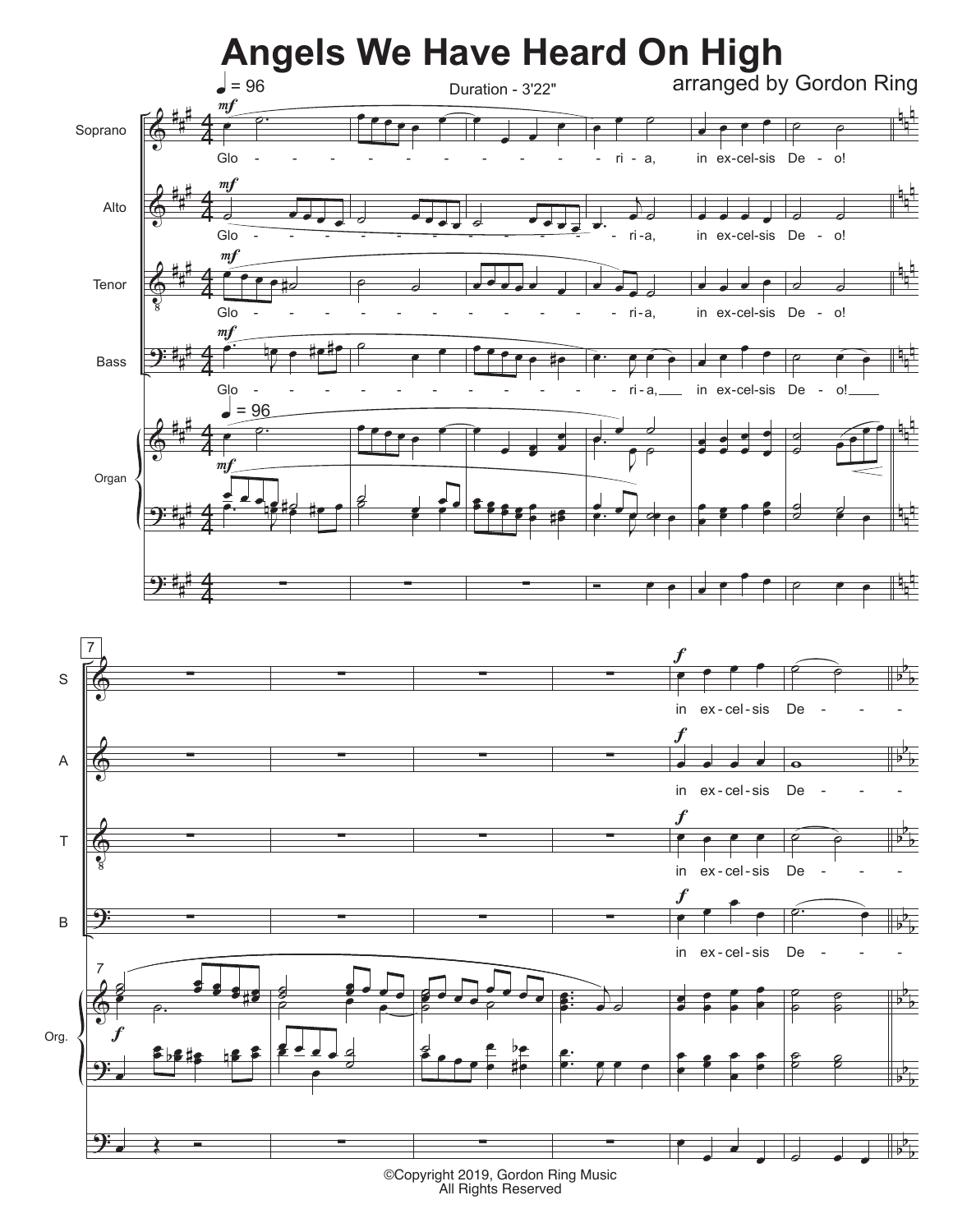# Angels We Have Heard On High

arranged by Gordon Ring

♩ = 96

Duration - 3'22"

©Copyright 2019, Gordon Ring Music
All Rights Reserved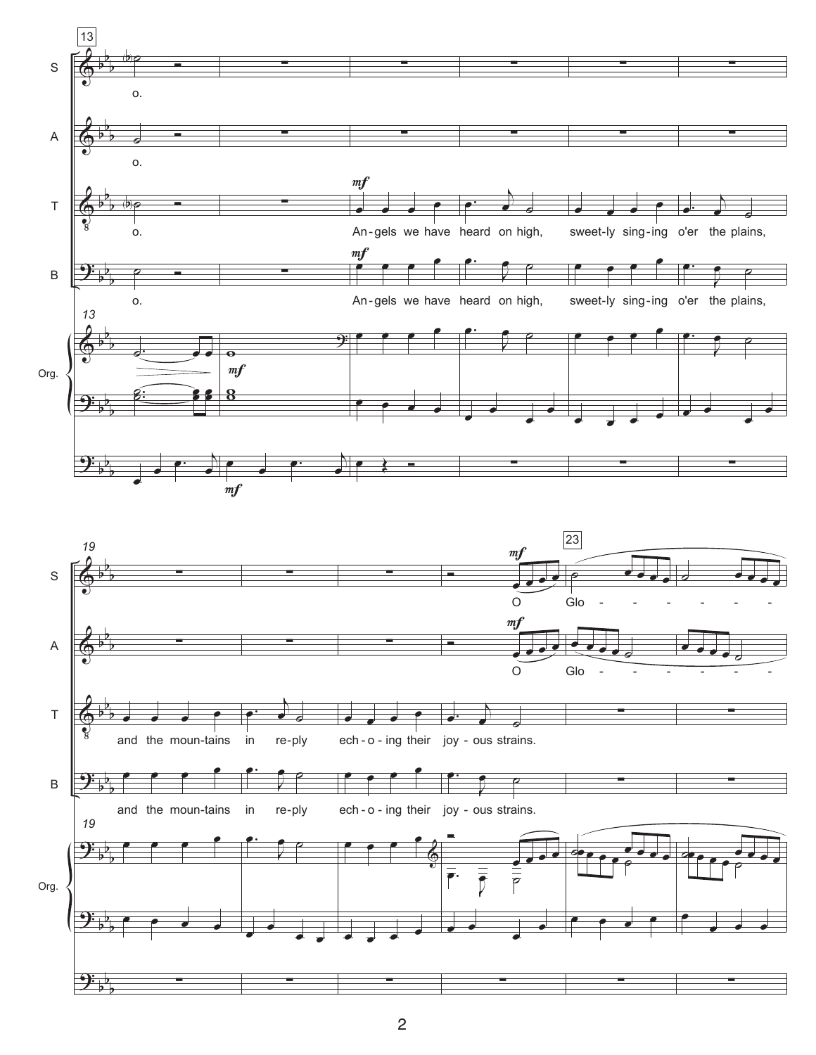S: o. — O Glo - - - - - - -

A: o. — O Glo - - - - - - -

T: o. — *mf* An-gels we have heard on high, sweet-ly sing-ing o'er the plains, and the moun-tains in re-ply ech-o-ing their joy-ous strains.

B: o. — *mf* An-gels we have heard on high, sweet-ly sing-ing o'er the plains, and the moun-tains in re-ply ech-o-ing their joy-ous strains.

Org.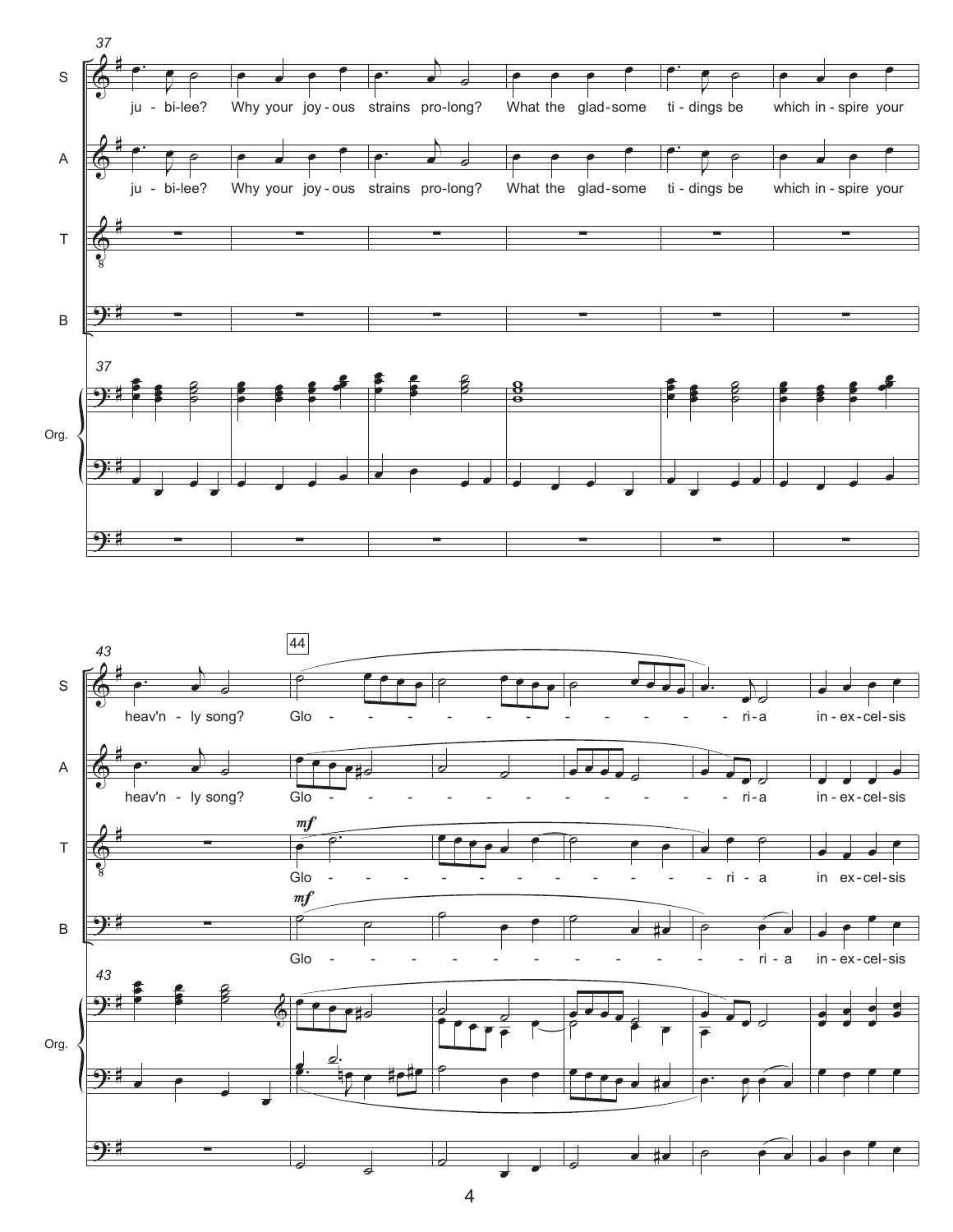37

S: ju - bi-lee? Why your joy - ous strains pro-long? What the glad-some ti - dings be which in - spire your

A: ju - bi-lee? Why your joy - ous strains pro-long? What the glad-some ti - dings be which in - spire your

43

44

S: heav'n - ly song? Glo - - - - - - - - - - - - - ri-a in-ex-cel-sis

A: heav'n - ly song? Glo - - - - - - - - - - - - - ri-a in-ex-cel-sis

T: *mf* Glo - - - - - - - - - - - - - ri - a in ex-cel-sis

B: *mf* Glo - - - - - - - - - - - - - ri - a in-ex-cel-sis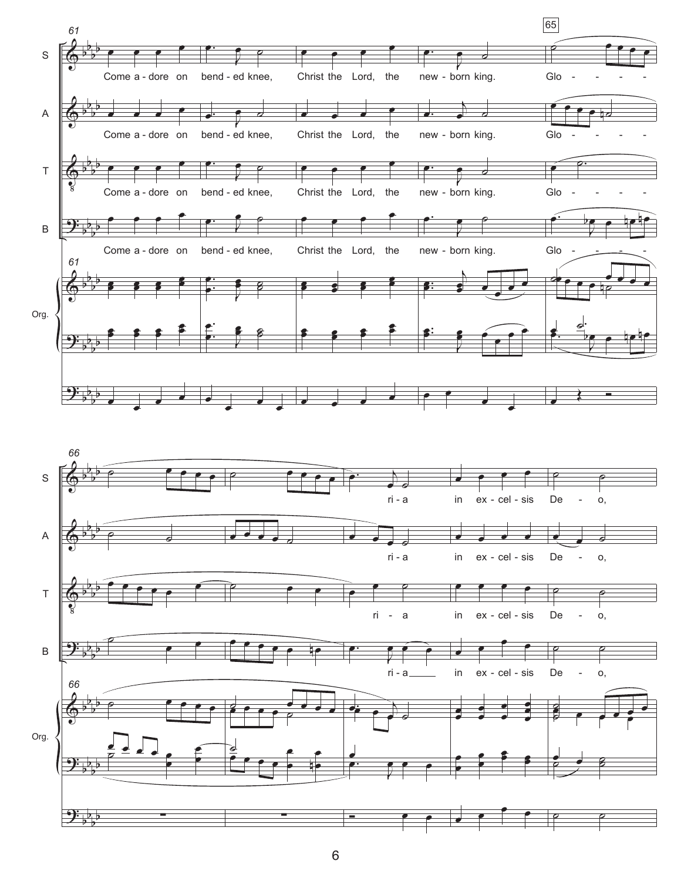61

S
Come a - dore on bend - ed knee, Christ the Lord, the new - born king. Glo - - - -

A
Come a - dore on bend - ed knee, Christ the Lord, the new - born king. Glo - - - -

T
Come a - dore on bend - ed knee, Christ the Lord, the new - born king. Glo - - - -

B
Come a - dore on bend - ed knee, Christ the Lord, the new - born king. Glo - - - -

Org.

65

66

S
ri - a in ex - cel - sis De - o,

A
ri - a in ex - cel - sis De - o,

T
ri - a in ex - cel - sis De - o,

B
ri - a in ex - cel - sis De - o,

Org.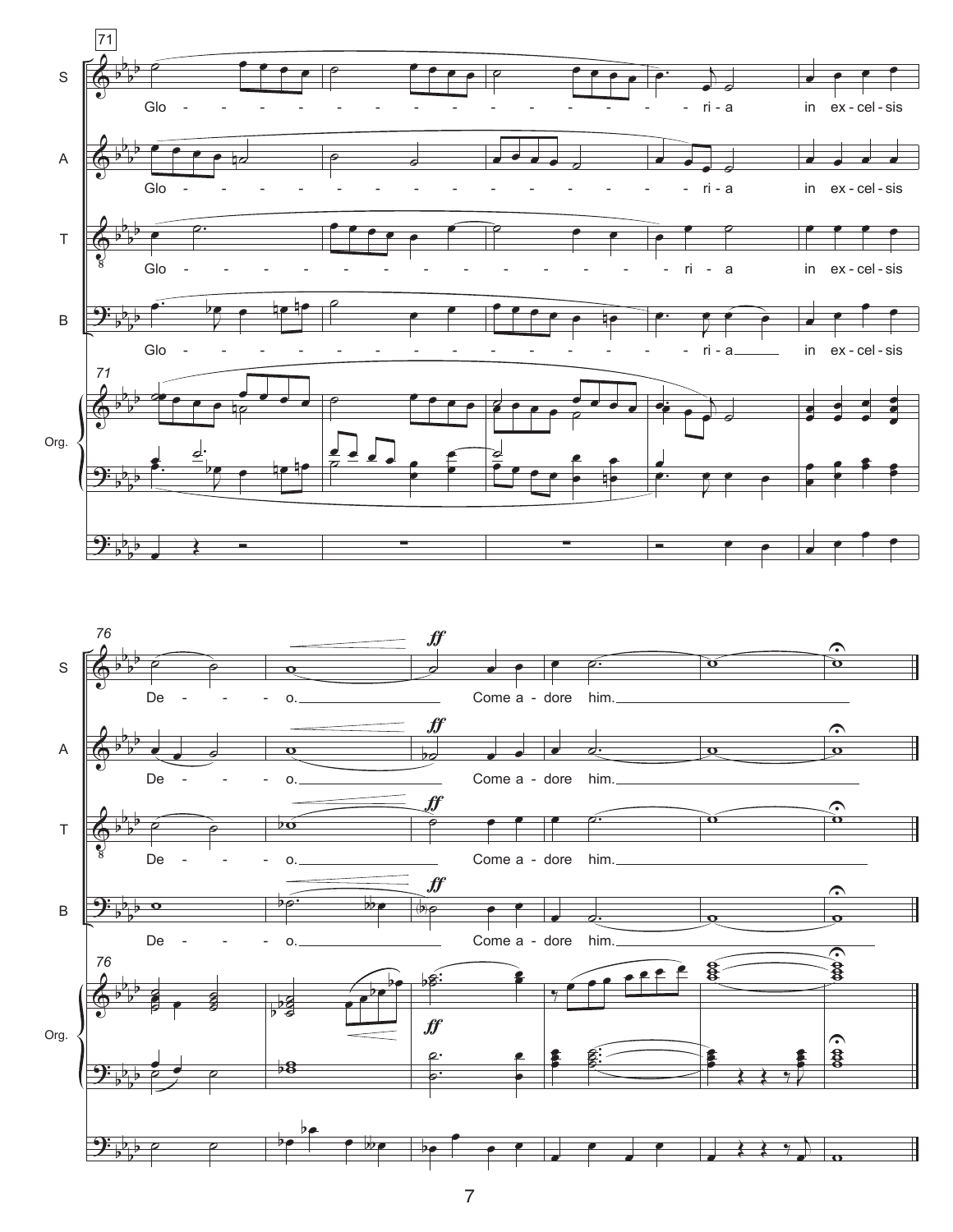71

S: Glo - - - - - - - - - - - - - - - - ri - a in ex - cel - sis

A: Glo - - - - - - - - - - - - - - - - ri - a in ex - cel - sis

T: Glo - - - - - - - - - - - - - - - - ri - a in ex - cel - sis

B: Glo - - - - - - - - - - - - - - - - ri - a in ex - cel - sis

Org.

76

S: De - - - o. *ff* Come a - dore him.

A: De - - - o. *ff* Come a - dore him.

T: De - - - o. *ff* Come a - dore him.

B: De - - - o. *ff* Come a - dore him.

Org. *ff*